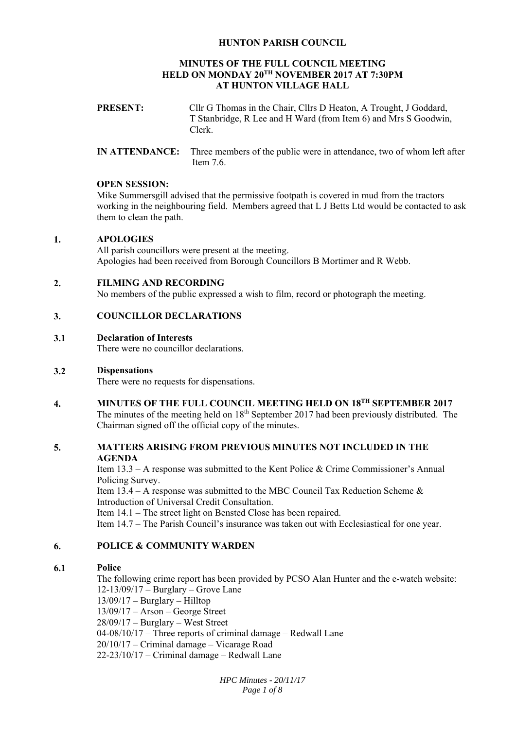# HUNTON PARISH COUNCIL

## MINUTES OF THE FULL COUNCIL MEETING HELD ON MONDAY 20TH NOVEMBER 2017 AT 7:30PM AT HUNTON VILLAGE HALL

**PRESENT:** Cllr G Thomas in the Chair, Cllrs D Heaton, A Trought, J Goddard, T Stanbridge, R Lee and H Ward (from Item 6) and Mrs S Goodwin, Clerk.

**IN ATTENDANCE:** Three members of the public were in attendance, two of whom left after Item 7.6.

**OPEN SESSION:**
Mike Summersgill advised that the permissive footpath is covered in mud from the tractors working in the neighbouring field. Members agreed that L J Betts Ltd would be contacted to ask them to clean the path.

### 1. APOLOGIES

All parish councillors were present at the meeting.
Apologies had been received from Borough Councillors B Mortimer and R Webb.

### 2. FILMING AND RECORDING

No members of the public expressed a wish to film, record or photograph the meeting.

### 3. COUNCILLOR DECLARATIONS

#### 3.1 Declaration of Interests

There were no councillor declarations.

#### 3.2 Dispensations

There were no requests for dispensations.

### 4. MINUTES OF THE FULL COUNCIL MEETING HELD ON 18TH SEPTEMBER 2017

The minutes of the meeting held on 18th September 2017 had been previously distributed. The Chairman signed off the official copy of the minutes.

### 5. MATTERS ARISING FROM PREVIOUS MINUTES NOT INCLUDED IN THE AGENDA

Item 13.3 – A response was submitted to the Kent Police & Crime Commissioner's Annual Policing Survey.
Item 13.4 – A response was submitted to the MBC Council Tax Reduction Scheme & Introduction of Universal Credit Consultation.
Item 14.1 – The street light on Bensted Close has been repaired.
Item 14.7 – The Parish Council's insurance was taken out with Ecclesiastical for one year.

### 6. POLICE & COMMUNITY WARDEN

#### 6.1 Police

The following crime report has been provided by PCSO Alan Hunter and the e-watch website:
12-13/09/17 – Burglary – Grove Lane
13/09/17 – Burglary – Hilltop
13/09/17 – Arson – George Street
28/09/17 – Burglary – West Street
04-08/10/17 – Three reports of criminal damage – Redwall Lane
20/10/17 – Criminal damage – Vicarage Road
22-23/10/17 – Criminal damage – Redwall Lane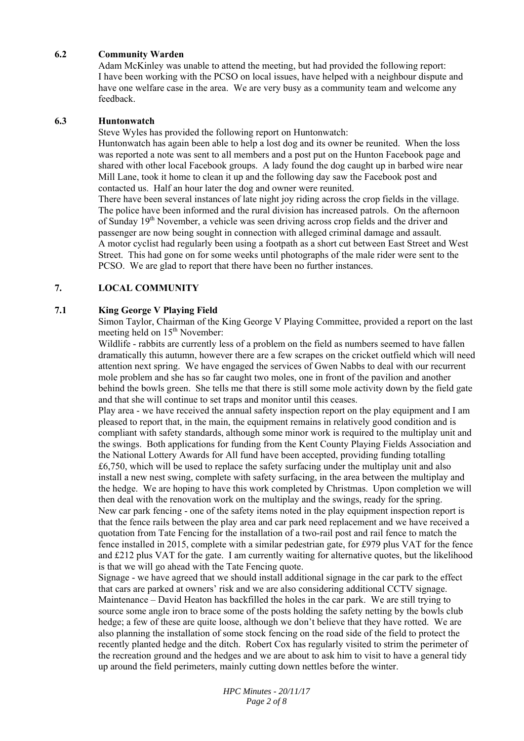### 6.2 Community Warden

Adam McKinley was unable to attend the meeting, but had provided the following report: I have been working with the PCSO on local issues, have helped with a neighbour dispute and have one welfare case in the area. We are very busy as a community team and welcome any feedback.

### 6.3 Huntonwatch

Steve Wyles has provided the following report on Huntonwatch:

Huntonwatch has again been able to help a lost dog and its owner be reunited. When the loss was reported a note was sent to all members and a post put on the Hunton Facebook page and shared with other local Facebook groups. A lady found the dog caught up in barbed wire near Mill Lane, took it home to clean it up and the following day saw the Facebook post and contacted us. Half an hour later the dog and owner were reunited.

There have been several instances of late night joy riding across the crop fields in the village. The police have been informed and the rural division has increased patrols. On the afternoon of Sunday 19th November, a vehicle was seen driving across crop fields and the driver and passenger are now being sought in connection with alleged criminal damage and assault.

A motor cyclist had regularly been using a footpath as a short cut between East Street and West Street. This had gone on for some weeks until photographs of the male rider were sent to the PCSO. We are glad to report that there have been no further instances.

## 7. LOCAL COMMUNITY

### 7.1 King George V Playing Field

Simon Taylor, Chairman of the King George V Playing Committee, provided a report on the last meeting held on 15th November:

Wildlife - rabbits are currently less of a problem on the field as numbers seemed to have fallen dramatically this autumn, however there are a few scrapes on the cricket outfield which will need attention next spring. We have engaged the services of Gwen Nabbs to deal with our recurrent mole problem and she has so far caught two moles, one in front of the pavilion and another behind the bowls green. She tells me that there is still some mole activity down by the field gate and that she will continue to set traps and monitor until this ceases.

Play area - we have received the annual safety inspection report on the play equipment and I am pleased to report that, in the main, the equipment remains in relatively good condition and is compliant with safety standards, although some minor work is required to the multiplay unit and the swings. Both applications for funding from the Kent County Playing Fields Association and the National Lottery Awards for All fund have been accepted, providing funding totalling £6,750, which will be used to replace the safety surfacing under the multiplay unit and also install a new nest swing, complete with safety surfacing, in the area between the multiplay and the hedge. We are hoping to have this work completed by Christmas. Upon completion we will then deal with the renovation work on the multiplay and the swings, ready for the spring.

New car park fencing - one of the safety items noted in the play equipment inspection report is that the fence rails between the play area and car park need replacement and we have received a quotation from Tate Fencing for the installation of a two-rail post and rail fence to match the fence installed in 2015, complete with a similar pedestrian gate, for £979 plus VAT for the fence and £212 plus VAT for the gate. I am currently waiting for alternative quotes, but the likelihood is that we will go ahead with the Tate Fencing quote.

Signage - we have agreed that we should install additional signage in the car park to the effect that cars are parked at owners' risk and we are also considering additional CCTV signage.

Maintenance – David Heaton has backfilled the holes in the car park. We are still trying to source some angle iron to brace some of the posts holding the safety netting by the bowls club hedge; a few of these are quite loose, although we don't believe that they have rotted. We are also planning the installation of some stock fencing on the road side of the field to protect the recently planted hedge and the ditch. Robert Cox has regularly visited to strim the perimeter of the recreation ground and the hedges and we are about to ask him to visit to have a general tidy up around the field perimeters, mainly cutting down nettles before the winter.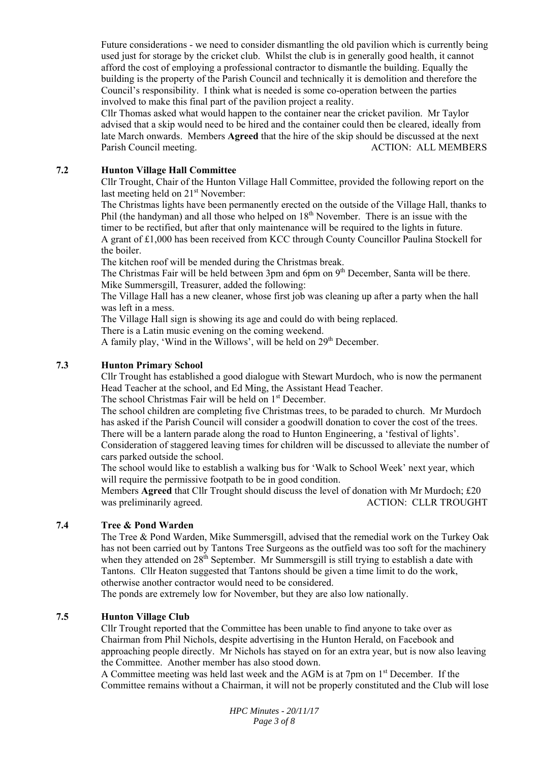Future considerations - we need to consider dismantling the old pavilion which is currently being used just for storage by the cricket club. Whilst the club is in generally good health, it cannot afford the cost of employing a professional contractor to dismantle the building. Equally the building is the property of the Parish Council and technically it is demolition and therefore the Council's responsibility. I think what is needed is some co-operation between the parties involved to make this final part of the pavilion project a reality.

Cllr Thomas asked what would happen to the container near the cricket pavilion. Mr Taylor advised that a skip would need to be hired and the container could then be cleared, ideally from late March onwards. Members **Agreed** that the hire of the skip should be discussed at the next Parish Council meeting. ACTION: ALL MEMBERS

### 7.2 Hunton Village Hall Committee

Cllr Trought, Chair of the Hunton Village Hall Committee, provided the following report on the last meeting held on 21st November:

The Christmas lights have been permanently erected on the outside of the Village Hall, thanks to Phil (the handyman) and all those who helped on 18th November. There is an issue with the timer to be rectified, but after that only maintenance will be required to the lights in future.

A grant of £1,000 has been received from KCC through County Councillor Paulina Stockell for the boiler.

The kitchen roof will be mended during the Christmas break.

The Christmas Fair will be held between 3pm and 6pm on 9th December, Santa will be there.

Mike Summersgill, Treasurer, added the following:

The Village Hall has a new cleaner, whose first job was cleaning up after a party when the hall was left in a mess.

The Village Hall sign is showing its age and could do with being replaced.

There is a Latin music evening on the coming weekend.

A family play, 'Wind in the Willows', will be held on 29th December.

### 7.3 Hunton Primary School

Cllr Trought has established a good dialogue with Stewart Murdoch, who is now the permanent Head Teacher at the school, and Ed Ming, the Assistant Head Teacher.

The school Christmas Fair will be held on 1st December.

The school children are completing five Christmas trees, to be paraded to church. Mr Murdoch has asked if the Parish Council will consider a goodwill donation to cover the cost of the trees.

There will be a lantern parade along the road to Hunton Engineering, a 'festival of lights'.

Consideration of staggered leaving times for children will be discussed to alleviate the number of cars parked outside the school.

The school would like to establish a walking bus for 'Walk to School Week' next year, which will require the permissive footpath to be in good condition.

Members **Agreed** that Cllr Trought should discuss the level of donation with Mr Murdoch; £20 was preliminarily agreed. ACTION: CLLR TROUGHT

### 7.4 Tree & Pond Warden

The Tree & Pond Warden, Mike Summersgill, advised that the remedial work on the Turkey Oak has not been carried out by Tantons Tree Surgeons as the outfield was too soft for the machinery when they attended on 28th September. Mr Summersgill is still trying to establish a date with Tantons. Cllr Heaton suggested that Tantons should be given a time limit to do the work, otherwise another contractor would need to be considered.

The ponds are extremely low for November, but they are also low nationally.

### 7.5 Hunton Village Club

Cllr Trought reported that the Committee has been unable to find anyone to take over as Chairman from Phil Nichols, despite advertising in the Hunton Herald, on Facebook and approaching people directly. Mr Nichols has stayed on for an extra year, but is now also leaving the Committee. Another member has also stood down.

A Committee meeting was held last week and the AGM is at 7pm on 1st December. If the Committee remains without a Chairman, it will not be properly constituted and the Club will lose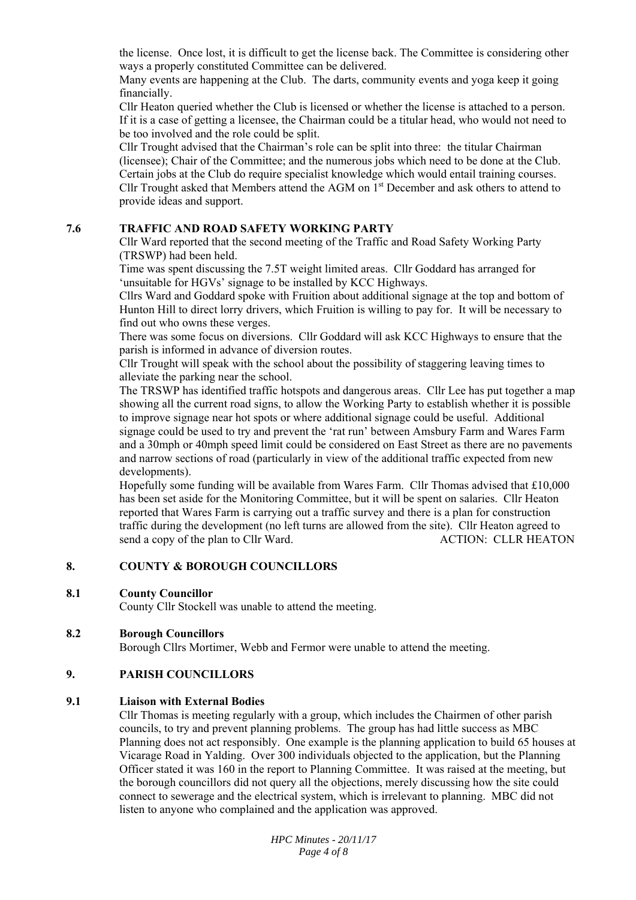the license. Once lost, it is difficult to get the license back. The Committee is considering other ways a properly constituted Committee can be delivered.

Many events are happening at the Club. The darts, community events and yoga keep it going financially.

Cllr Heaton queried whether the Club is licensed or whether the license is attached to a person. If it is a case of getting a licensee, the Chairman could be a titular head, who would not need to be too involved and the role could be split.

Cllr Trought advised that the Chairman's role can be split into three: the titular Chairman (licensee); Chair of the Committee; and the numerous jobs which need to be done at the Club. Certain jobs at the Club do require specialist knowledge which would entail training courses. Cllr Trought asked that Members attend the AGM on 1st December and ask others to attend to provide ideas and support.

### 7.6 TRAFFIC AND ROAD SAFETY WORKING PARTY

Cllr Ward reported that the second meeting of the Traffic and Road Safety Working Party (TRSWP) had been held.

Time was spent discussing the 7.5T weight limited areas. Cllr Goddard has arranged for 'unsuitable for HGVs' signage to be installed by KCC Highways.

Cllrs Ward and Goddard spoke with Fruition about additional signage at the top and bottom of Hunton Hill to direct lorry drivers, which Fruition is willing to pay for. It will be necessary to find out who owns these verges.

There was some focus on diversions. Cllr Goddard will ask KCC Highways to ensure that the parish is informed in advance of diversion routes.

Cllr Trought will speak with the school about the possibility of staggering leaving times to alleviate the parking near the school.

The TRSWP has identified traffic hotspots and dangerous areas. Cllr Lee has put together a map showing all the current road signs, to allow the Working Party to establish whether it is possible to improve signage near hot spots or where additional signage could be useful. Additional signage could be used to try and prevent the 'rat run' between Amsbury Farm and Wares Farm and a 30mph or 40mph speed limit could be considered on East Street as there are no pavements and narrow sections of road (particularly in view of the additional traffic expected from new developments).

Hopefully some funding will be available from Wares Farm. Cllr Thomas advised that £10,000 has been set aside for the Monitoring Committee, but it will be spent on salaries. Cllr Heaton reported that Wares Farm is carrying out a traffic survey and there is a plan for construction traffic during the development (no left turns are allowed from the site). Cllr Heaton agreed to send a copy of the plan to Cllr Ward. ACTION: CLLR HEATON

## 8. COUNTY & BOROUGH COUNCILLORS

### 8.1 County Councillor

County Cllr Stockell was unable to attend the meeting.

### 8.2 Borough Councillors

Borough Cllrs Mortimer, Webb and Fermor were unable to attend the meeting.

## 9. PARISH COUNCILLORS

### 9.1 Liaison with External Bodies

Cllr Thomas is meeting regularly with a group, which includes the Chairmen of other parish councils, to try and prevent planning problems. The group has had little success as MBC Planning does not act responsibly. One example is the planning application to build 65 houses at Vicarage Road in Yalding. Over 300 individuals objected to the application, but the Planning Officer stated it was 160 in the report to Planning Committee. It was raised at the meeting, but the borough councillors did not query all the objections, merely discussing how the site could connect to sewerage and the electrical system, which is irrelevant to planning. MBC did not listen to anyone who complained and the application was approved.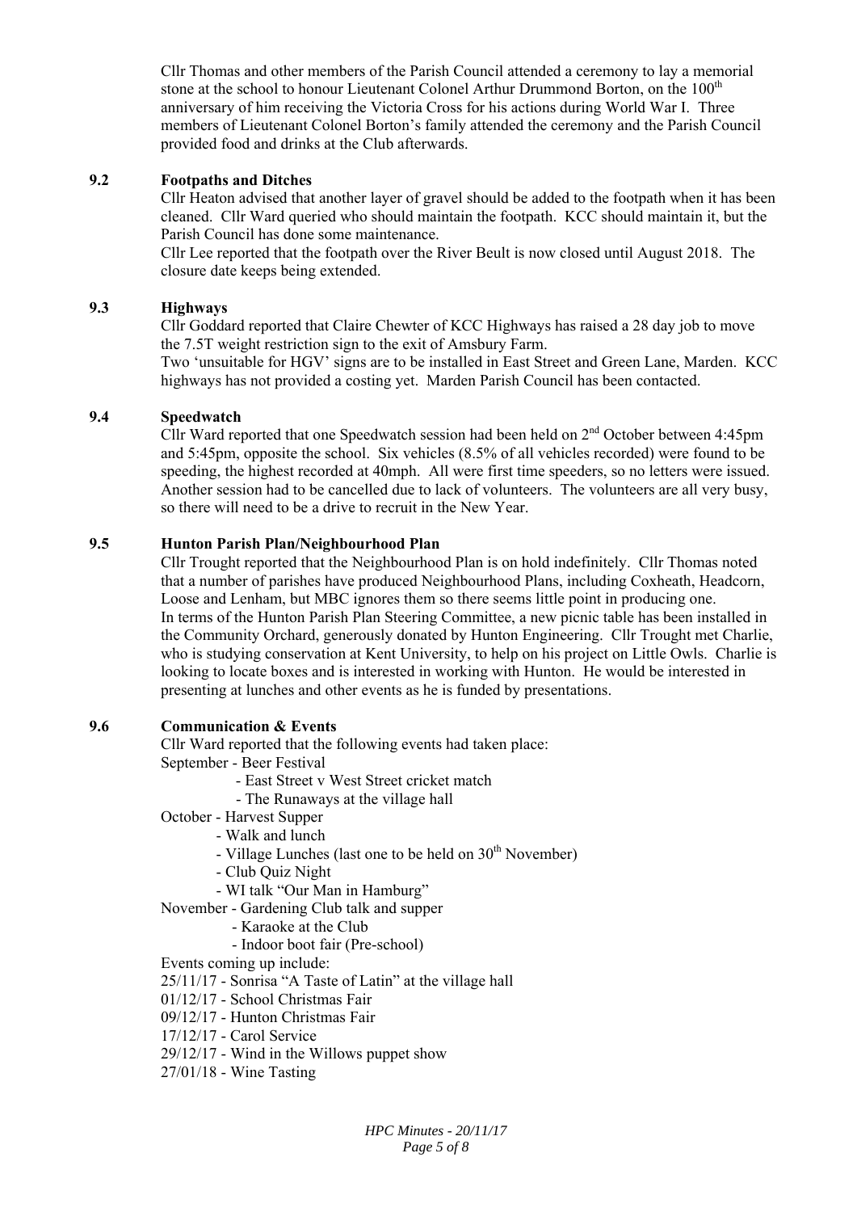Cllr Thomas and other members of the Parish Council attended a ceremony to lay a memorial stone at the school to honour Lieutenant Colonel Arthur Drummond Borton, on the 100th anniversary of him receiving the Victoria Cross for his actions during World War I. Three members of Lieutenant Colonel Borton's family attended the ceremony and the Parish Council provided food and drinks at the Club afterwards.

### 9.2 Footpaths and Ditches

Cllr Heaton advised that another layer of gravel should be added to the footpath when it has been cleaned. Cllr Ward queried who should maintain the footpath. KCC should maintain it, but the Parish Council has done some maintenance.

Cllr Lee reported that the footpath over the River Beult is now closed until August 2018. The closure date keeps being extended.

### 9.3 Highways

Cllr Goddard reported that Claire Chewter of KCC Highways has raised a 28 day job to move the 7.5T weight restriction sign to the exit of Amsbury Farm.

Two 'unsuitable for HGV' signs are to be installed in East Street and Green Lane, Marden. KCC highways has not provided a costing yet. Marden Parish Council has been contacted.

### 9.4 Speedwatch

Cllr Ward reported that one Speedwatch session had been held on 2nd October between 4:45pm and 5:45pm, opposite the school. Six vehicles (8.5% of all vehicles recorded) were found to be speeding, the highest recorded at 40mph. All were first time speeders, so no letters were issued. Another session had to be cancelled due to lack of volunteers. The volunteers are all very busy, so there will need to be a drive to recruit in the New Year.

### 9.5 Hunton Parish Plan/Neighbourhood Plan

Cllr Trought reported that the Neighbourhood Plan is on hold indefinitely. Cllr Thomas noted that a number of parishes have produced Neighbourhood Plans, including Coxheath, Headcorn, Loose and Lenham, but MBC ignores them so there seems little point in producing one.

In terms of the Hunton Parish Plan Steering Committee, a new picnic table has been installed in the Community Orchard, generously donated by Hunton Engineering. Cllr Trought met Charlie, who is studying conservation at Kent University, to help on his project on Little Owls. Charlie is looking to locate boxes and is interested in working with Hunton. He would be interested in presenting at lunches and other events as he is funded by presentations.

### 9.6 Communication & Events

Cllr Ward reported that the following events had taken place:

September - Beer Festival
- East Street v West Street cricket match
- The Runaways at the village hall

October - Harvest Supper
- Walk and lunch
- Village Lunches (last one to be held on 30th November)
- Club Quiz Night
- WI talk "Our Man in Hamburg"

November - Gardening Club talk and supper
- Karaoke at the Club
- Indoor boot fair (Pre-school)

Events coming up include:

25/11/17 - Sonrisa "A Taste of Latin" at the village hall
01/12/17 - School Christmas Fair
09/12/17 - Hunton Christmas Fair
17/12/17 - Carol Service
29/12/17 - Wind in the Willows puppet show
27/01/18 - Wine Tasting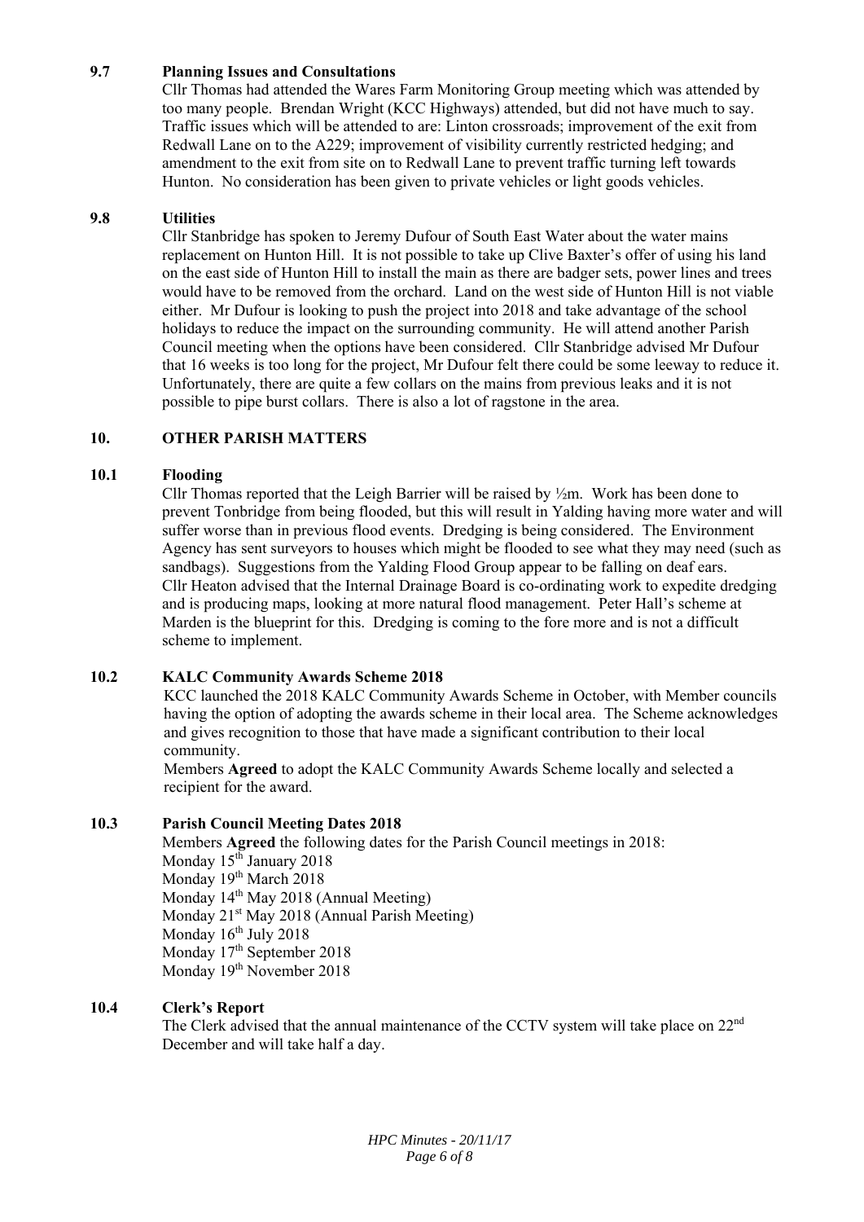### 9.7 Planning Issues and Consultations

Cllr Thomas had attended the Wares Farm Monitoring Group meeting which was attended by too many people. Brendan Wright (KCC Highways) attended, but did not have much to say. Traffic issues which will be attended to are: Linton crossroads; improvement of the exit from Redwall Lane on to the A229; improvement of visibility currently restricted hedging; and amendment to the exit from site on to Redwall Lane to prevent traffic turning left towards Hunton. No consideration has been given to private vehicles or light goods vehicles.

### 9.8 Utilities

Cllr Stanbridge has spoken to Jeremy Dufour of South East Water about the water mains replacement on Hunton Hill. It is not possible to take up Clive Baxter's offer of using his land on the east side of Hunton Hill to install the main as there are badger sets, power lines and trees would have to be removed from the orchard. Land on the west side of Hunton Hill is not viable either. Mr Dufour is looking to push the project into 2018 and take advantage of the school holidays to reduce the impact on the surrounding community. He will attend another Parish Council meeting when the options have been considered. Cllr Stanbridge advised Mr Dufour that 16 weeks is too long for the project, Mr Dufour felt there could be some leeway to reduce it. Unfortunately, there are quite a few collars on the mains from previous leaks and it is not possible to pipe burst collars. There is also a lot of ragstone in the area.

## 10. OTHER PARISH MATTERS

### 10.1 Flooding

Cllr Thomas reported that the Leigh Barrier will be raised by ½m. Work has been done to prevent Tonbridge from being flooded, but this will result in Yalding having more water and will suffer worse than in previous flood events. Dredging is being considered. The Environment Agency has sent surveyors to houses which might be flooded to see what they may need (such as sandbags). Suggestions from the Yalding Flood Group appear to be falling on deaf ears.
Cllr Heaton advised that the Internal Drainage Board is co-ordinating work to expedite dredging and is producing maps, looking at more natural flood management. Peter Hall's scheme at Marden is the blueprint for this. Dredging is coming to the fore more and is not a difficult scheme to implement.

### 10.2 KALC Community Awards Scheme 2018

KCC launched the 2018 KALC Community Awards Scheme in October, with Member councils having the option of adopting the awards scheme in their local area. The Scheme acknowledges and gives recognition to those that have made a significant contribution to their local community.

Members **Agreed** to adopt the KALC Community Awards Scheme locally and selected a recipient for the award.

### 10.3 Parish Council Meeting Dates 2018

Members **Agreed** the following dates for the Parish Council meetings in 2018:

Monday 15th January 2018
Monday 19th March 2018
Monday 14th May 2018 (Annual Meeting)
Monday 21st May 2018 (Annual Parish Meeting)
Monday 16th July 2018
Monday 17th September 2018
Monday 19th November 2018

### 10.4 Clerk's Report

The Clerk advised that the annual maintenance of the CCTV system will take place on 22nd December and will take half a day.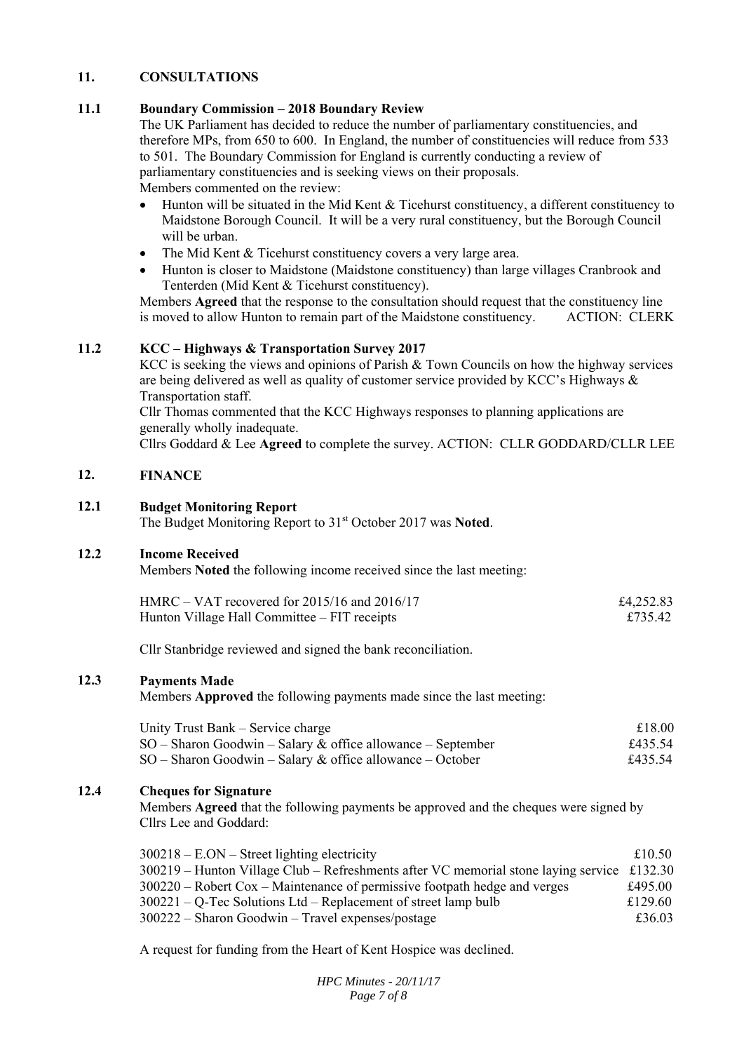## 11. CONSULTATIONS

### 11.1 Boundary Commission – 2018 Boundary Review

The UK Parliament has decided to reduce the number of parliamentary constituencies, and therefore MPs, from 650 to 600. In England, the number of constituencies will reduce from 533 to 501. The Boundary Commission for England is currently conducting a review of parliamentary constituencies and is seeking views on their proposals.

Members commented on the review:

- Hunton will be situated in the Mid Kent & Ticehurst constituency, a different constituency to Maidstone Borough Council. It will be a very rural constituency, but the Borough Council will be urban.
- The Mid Kent & Ticehurst constituency covers a very large area.
- Hunton is closer to Maidstone (Maidstone constituency) than large villages Cranbrook and Tenterden (Mid Kent & Ticehurst constituency).

Members **Agreed** that the response to the consultation should request that the constituency line is moved to allow Hunton to remain part of the Maidstone constituency. ACTION: CLERK

### 11.2 KCC – Highways & Transportation Survey 2017

KCC is seeking the views and opinions of Parish & Town Councils on how the highway services are being delivered as well as quality of customer service provided by KCC's Highways & Transportation staff.

Cllr Thomas commented that the KCC Highways responses to planning applications are generally wholly inadequate.

Cllrs Goddard & Lee **Agreed** to complete the survey. ACTION: CLLR GODDARD/CLLR LEE

## 12. FINANCE

### 12.1 Budget Monitoring Report

The Budget Monitoring Report to 31st October 2017 was **Noted**.

### 12.2 Income Received

Members **Noted** the following income received since the last meeting:

| | |
|---|---|
| HMRC – VAT recovered for 2015/16 and 2016/17 | £4,252.83 |
| Hunton Village Hall Committee – FIT receipts | £735.42 |

Cllr Stanbridge reviewed and signed the bank reconciliation.

### 12.3 Payments Made

Members **Approved** the following payments made since the last meeting:

| | |
|---|---|
| Unity Trust Bank – Service charge | £18.00 |
| SO – Sharon Goodwin – Salary & office allowance – September | £435.54 |
| SO – Sharon Goodwin – Salary & office allowance – October | £435.54 |

### 12.4 Cheques for Signature

Members **Agreed** that the following payments be approved and the cheques were signed by Cllrs Lee and Goddard:

| | |
|---|---|
| 300218 – E.ON – Street lighting electricity | £10.50 |
| 300219 – Hunton Village Club – Refreshments after VC memorial stone laying service | £132.30 |
| 300220 – Robert Cox – Maintenance of permissive footpath hedge and verges | £495.00 |
| 300221 – Q-Tec Solutions Ltd – Replacement of street lamp bulb | £129.60 |
| 300222 – Sharon Goodwin – Travel expenses/postage | £36.03 |

A request for funding from the Heart of Kent Hospice was declined.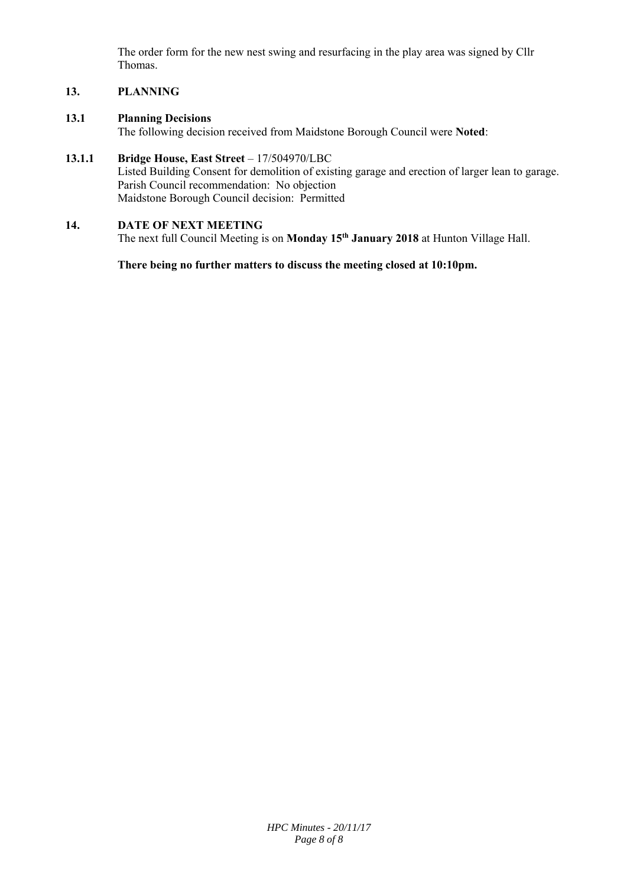The order form for the new nest swing and resurfacing in the play area was signed by Cllr Thomas.

## 13. PLANNING

### 13.1 Planning Decisions

The following decision received from Maidstone Borough Council were **Noted**:

**13.1.1 Bridge House, East Street** – 17/504970/LBC
Listed Building Consent for demolition of existing garage and erection of larger lean to garage.
Parish Council recommendation: No objection
Maidstone Borough Council decision: Permitted

## 14. DATE OF NEXT MEETING

The next full Council Meeting is on **Monday 15th January 2018** at Hunton Village Hall.

**There being no further matters to discuss the meeting closed at 10:10pm.**